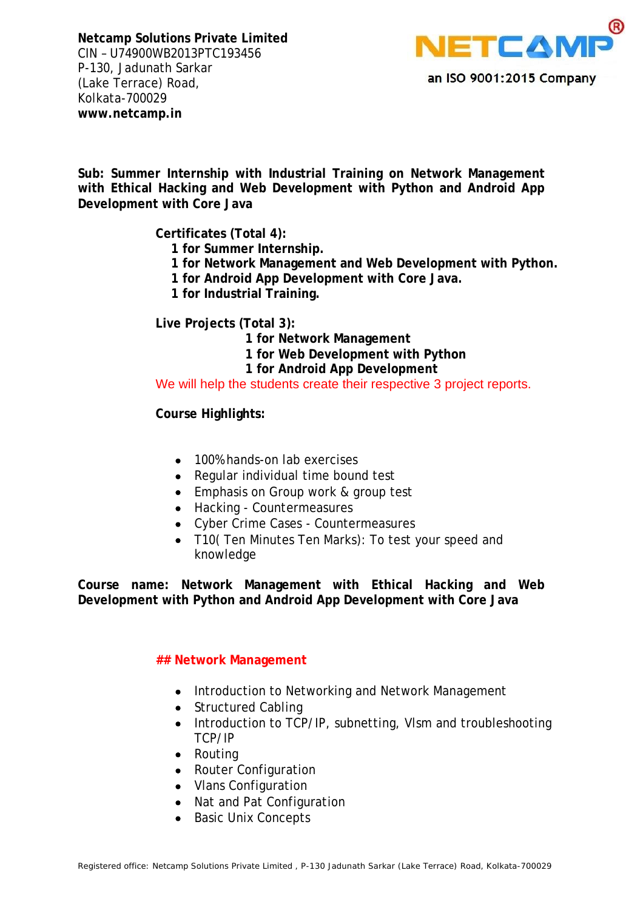**Netcamp Solutions Private Limited**
CIN – U74900WB2013PTC193456
P-130, Jadunath Sarkar
(Lake Terrace) Road,
Kolkata-700029
**www.netcamp.in**

NETCAMP®
an ISO 9001:2015 Company

**Sub: Summer Internship with Industrial Training on Network Management with Ethical Hacking and Web Development with Python and Android App Development with Core Java**

**Certificates (Total 4):**
**1 for Summer Internship.**
**1 for Network Management and Web Development with Python.**
**1 for Android App Development with Core Java.**
**1 for Industrial Training.**

**Live Projects (Total 3):**
**1 for Network Management**
**1 for Web Development with Python**
**1 for Android App Development**

We will help the students create their respective 3 project reports.

**Course Highlights:**

- 100% hands-on lab exercises
- Regular individual time bound test
- Emphasis on Group work & group test
- Hacking - Countermeasures
- Cyber Crime Cases - Countermeasures
- T10( Ten Minutes Ten Marks): To test your speed and knowledge

**Course name: Network Management with Ethical Hacking and Web Development with Python and Android App Development with Core Java**

**## Network Management**

- Introduction to Networking and Network Management
- Structured Cabling
- Introduction to TCP/IP, subnetting, Vlsm and troubleshooting TCP/IP
- Routing
- Router Configuration
- Vlans Configuration
- Nat and Pat Configuration
- Basic Unix Concepts

Registered office: Netcamp Solutions Private Limited , P-130 Jadunath Sarkar (Lake Terrace) Road, Kolkata-700029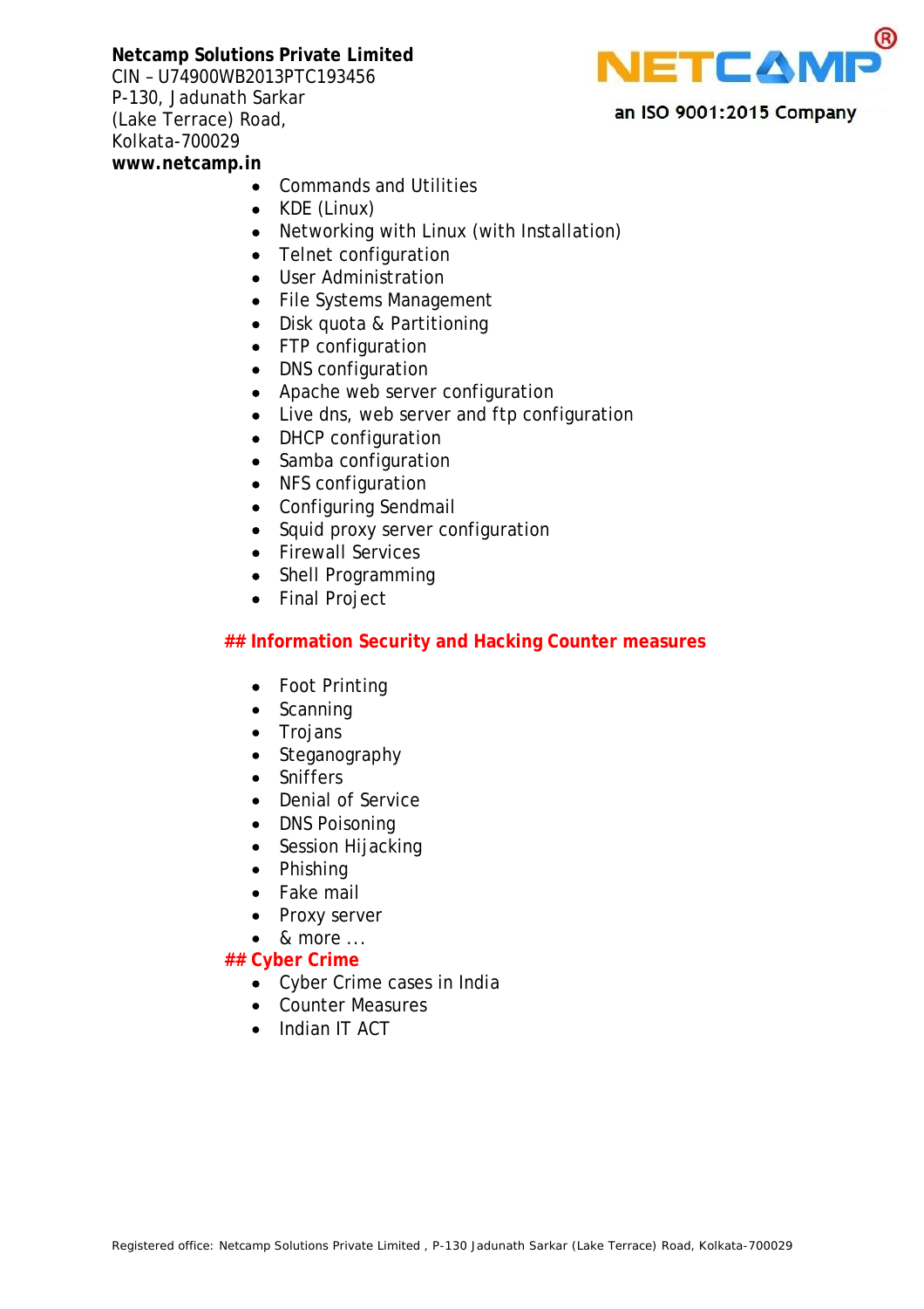- Commands and Utilities
- KDE (Linux)
- Networking with Linux (with Installation)
- Telnet configuration
- User Administration
- File Systems Management
- Disk quota & Partitioning
- FTP configuration
- DNS configuration
- Apache web server configuration
- Live dns, web server and ftp configuration
- DHCP configuration
- Samba configuration
- NFS configuration
- Configuring Sendmail
- Squid proxy server configuration
- Firewall Services
- Shell Programming
- Final Project

## Information Security and Hacking Counter measures

- Foot Printing
- Scanning
- Trojans
- Steganography
- Sniffers
- Denial of Service
- DNS Poisoning
- Session Hijacking
- Phishing
- Fake mail
- Proxy server
- & more ...

## Cyber Crime

- Cyber Crime cases in India
- Counter Measures
- Indian IT ACT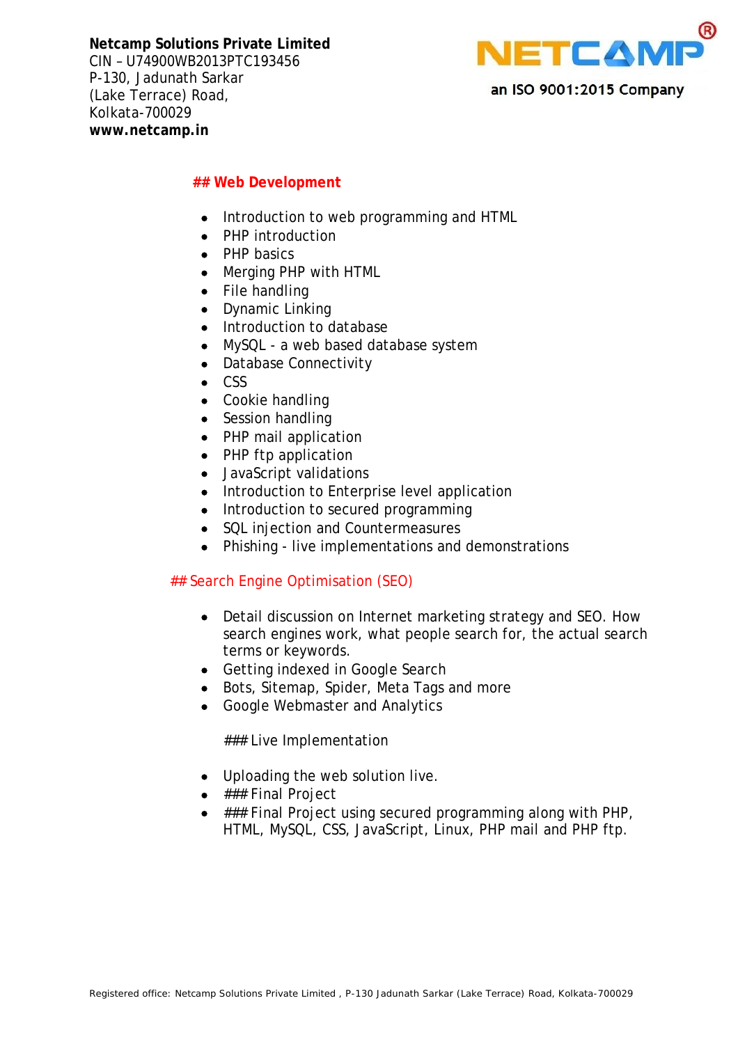## Web Development

- Introduction to web programming and HTML
- PHP introduction
- PHP basics
- Merging PHP with HTML
- File handling
- Dynamic Linking
- Introduction to database
- MySQL - a web based database system
- Database Connectivity
- CSS
- Cookie handling
- Session handling
- PHP mail application
- PHP ftp application
- JavaScript validations
- Introduction to Enterprise level application
- Introduction to secured programming
- SQL injection and Countermeasures
- Phishing - live implementations and demonstrations

## Search Engine Optimisation (SEO)

- Detail discussion on Internet marketing strategy and SEO. How search engines work, what people search for, the actual search terms or keywords.
- Getting indexed in Google Search
- Bots, Sitemap, Spider, Meta Tags and more
- Google Webmaster and Analytics

### Live Implementation

- Uploading the web solution live.
- ### Final Project
- ### Final Project using secured programming along with PHP, HTML, MySQL, CSS, JavaScript, Linux, PHP mail and PHP ftp.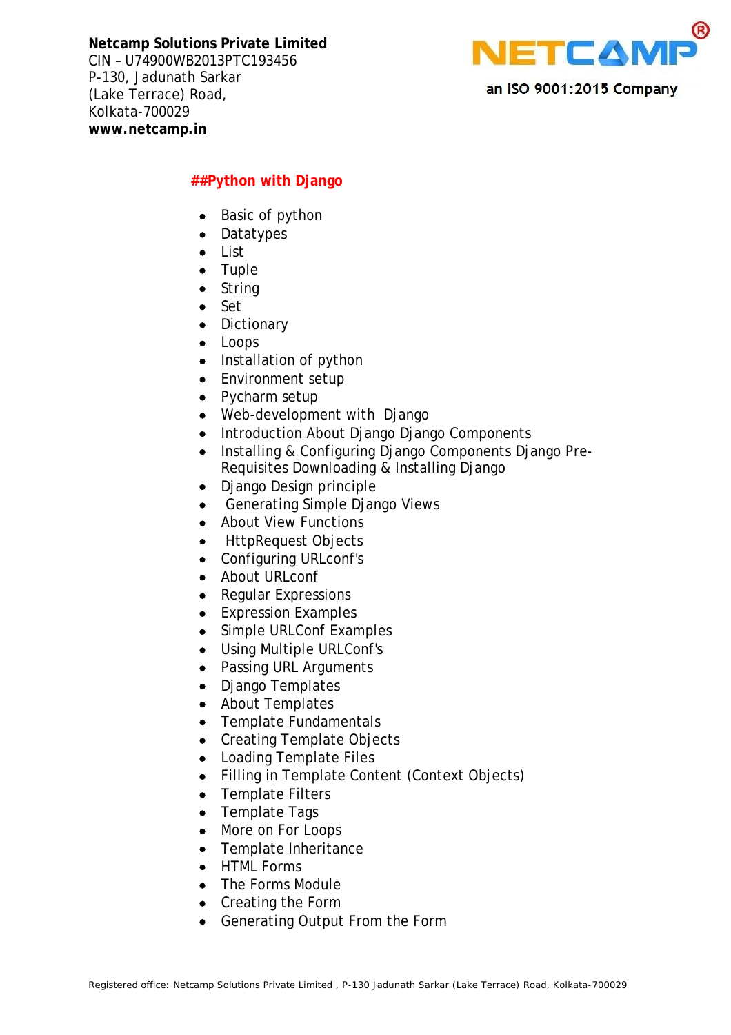**##Python with Django**

- Basic of python
- Datatypes
- List
- Tuple
- String
- Set
- Dictionary
- Loops
- Installation of python
- Environment setup
- Pycharm setup
- Web-development with Django
- Introduction About Django Django Components
- Installing & Configuring Django Components Django Pre-Requisites Downloading & Installing Django
- Django Design principle
- Generating Simple Django Views
- About View Functions
- HttpRequest Objects
- Configuring URLconf's
- About URLconf
- Regular Expressions
- Expression Examples
- Simple URLConf Examples
- Using Multiple URLConf's
- Passing URL Arguments
- Django Templates
- About Templates
- Template Fundamentals
- Creating Template Objects
- Loading Template Files
- Filling in Template Content (Context Objects)
- Template Filters
- Template Tags
- More on For Loops
- Template Inheritance
- HTML Forms
- The Forms Module
- Creating the Form
- Generating Output From the Form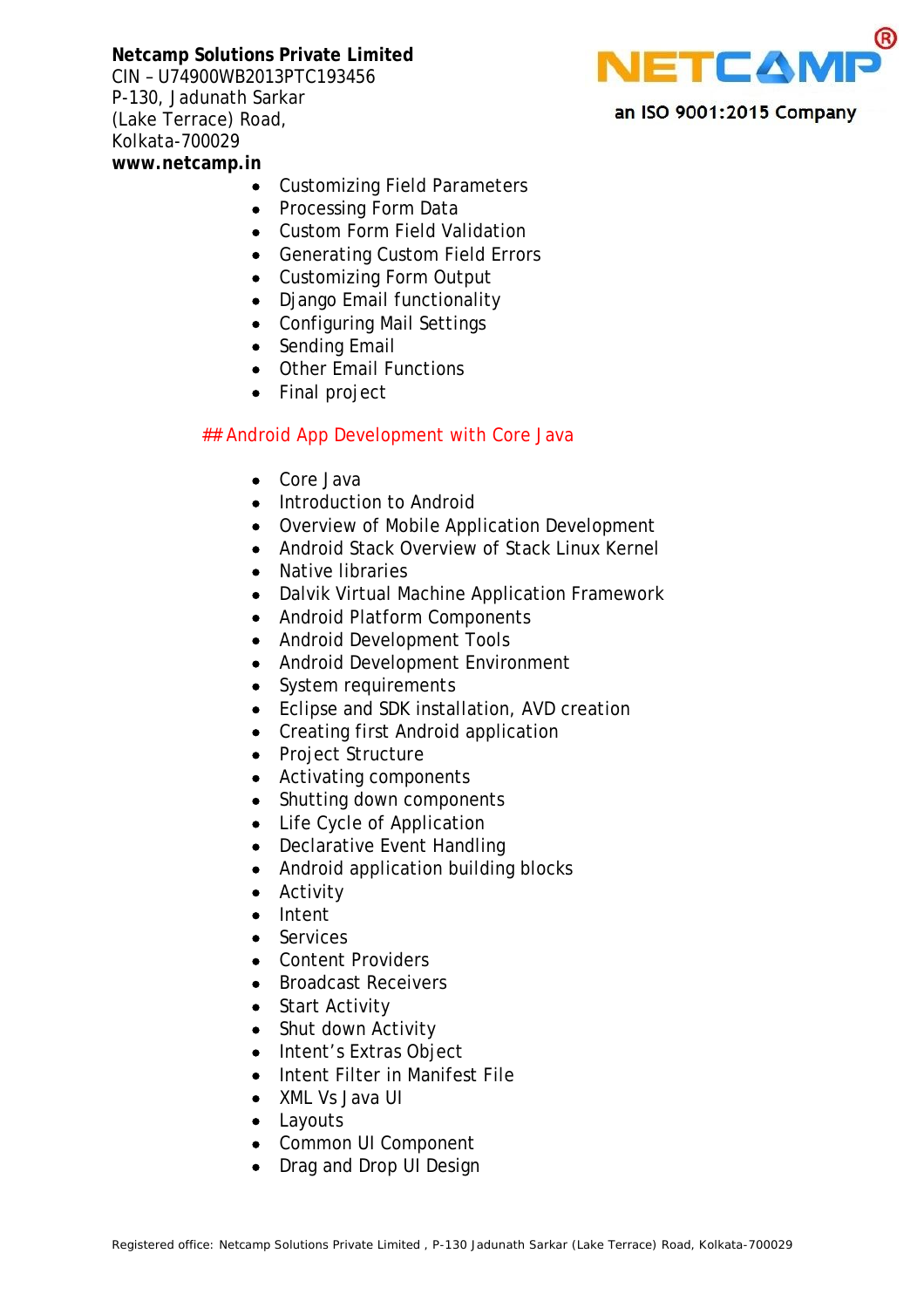- Customizing Field Parameters
- Processing Form Data
- Custom Form Field Validation
- Generating Custom Field Errors
- Customizing Form Output
- Django Email functionality
- Configuring Mail Settings
- Sending Email
- Other Email Functions
- Final project

## Android App Development with Core Java

- Core Java
- Introduction to Android
- Overview of Mobile Application Development
- Android Stack Overview of Stack Linux Kernel
- Native libraries
- Dalvik Virtual Machine Application Framework
- Android Platform Components
- Android Development Tools
- Android Development Environment
- System requirements
- Eclipse and SDK installation, AVD creation
- Creating first Android application
- Project Structure
- Activating components
- Shutting down components
- Life Cycle of Application
- Declarative Event Handling
- Android application building blocks
- Activity
- Intent
- Services
- Content Providers
- Broadcast Receivers
- Start Activity
- Shut down Activity
- Intent's Extras Object
- Intent Filter in Manifest File
- XML Vs Java UI
- Layouts
- Common UI Component
- Drag and Drop UI Design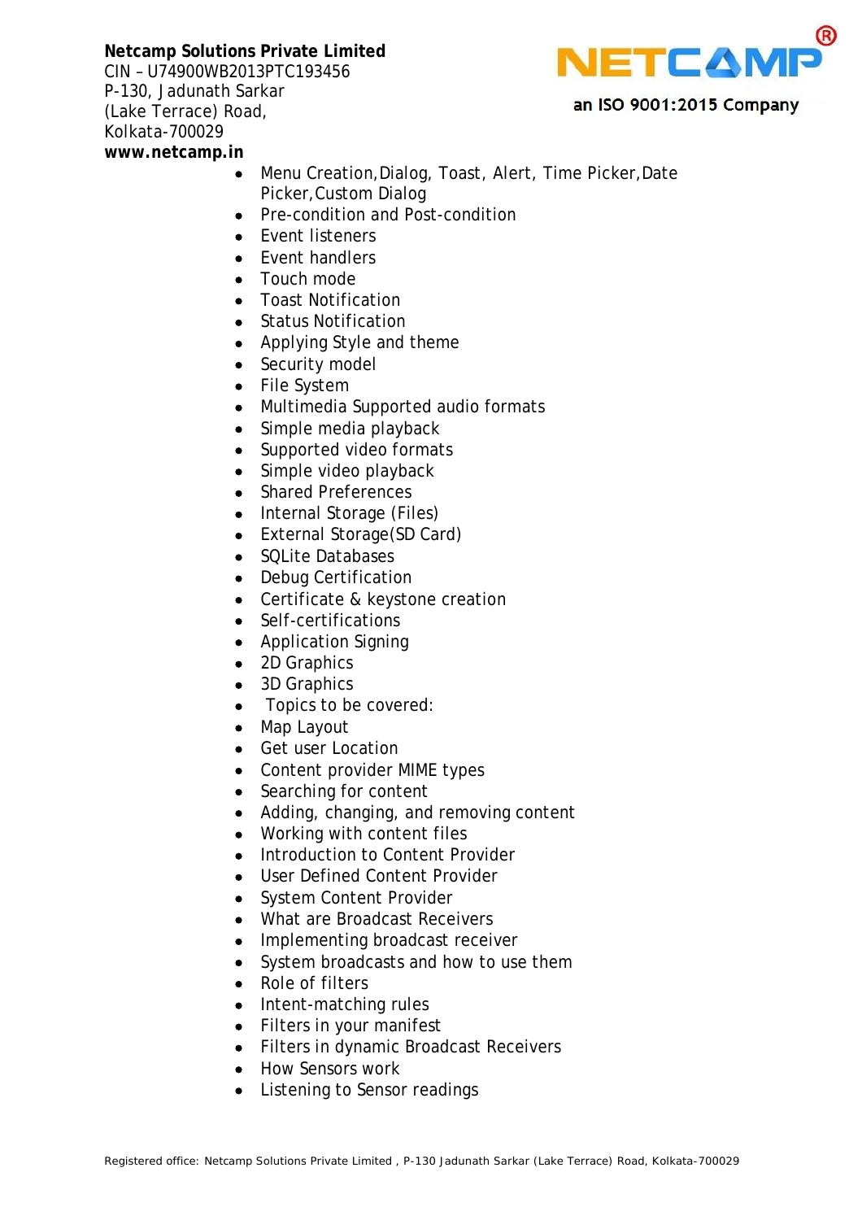- Menu Creation,Dialog, Toast, Alert, Time Picker,Date Picker,Custom Dialog
- Pre-condition and Post-condition
- Event listeners
- Event handlers
- Touch mode
- Toast Notification
- Status Notification
- Applying Style and theme
- Security model
- File System
- Multimedia Supported audio formats
- Simple media playback
- Supported video formats
- Simple video playback
- Shared Preferences
- Internal Storage (Files)
- External Storage(SD Card)
- SQLite Databases
- Debug Certification
- Certificate & keystone creation
- Self-certifications
- Application Signing
- 2D Graphics
- 3D Graphics
- Topics to be covered:
- Map Layout
- Get user Location
- Content provider MIME types
- Searching for content
- Adding, changing, and removing content
- Working with content files
- Introduction to Content Provider
- User Defined Content Provider
- System Content Provider
- What are Broadcast Receivers
- Implementing broadcast receiver
- System broadcasts and how to use them
- Role of filters
- Intent-matching rules
- Filters in your manifest
- Filters in dynamic Broadcast Receivers
- How Sensors work
- Listening to Sensor readings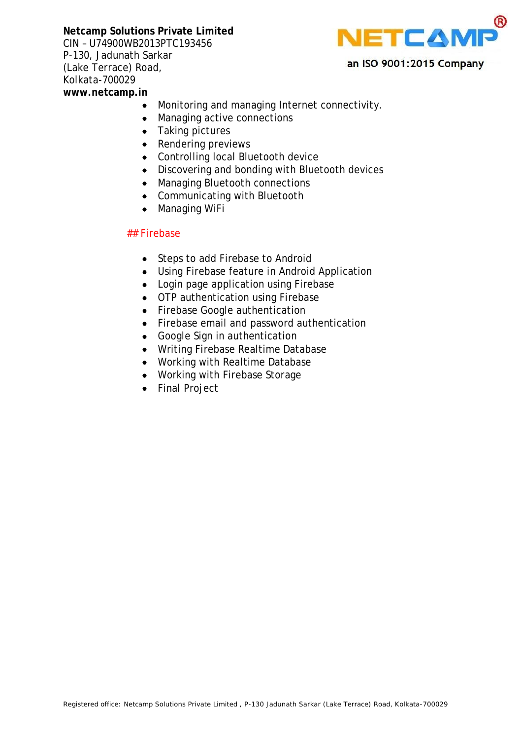- Monitoring and managing Internet connectivity.
- Managing active connections
- Taking pictures
- Rendering previews
- Controlling local Bluetooth device
- Discovering and bonding with Bluetooth devices
- Managing Bluetooth connections
- Communicating with Bluetooth
- Managing WiFi

## Firebase

- Steps to add Firebase to Android
- Using Firebase feature in Android Application
- Login page application using Firebase
- OTP authentication using Firebase
- Firebase Google authentication
- Firebase email and password authentication
- Google Sign in authentication
- Writing Firebase Realtime Database
- Working with Realtime Database
- Working with Firebase Storage
- Final Project